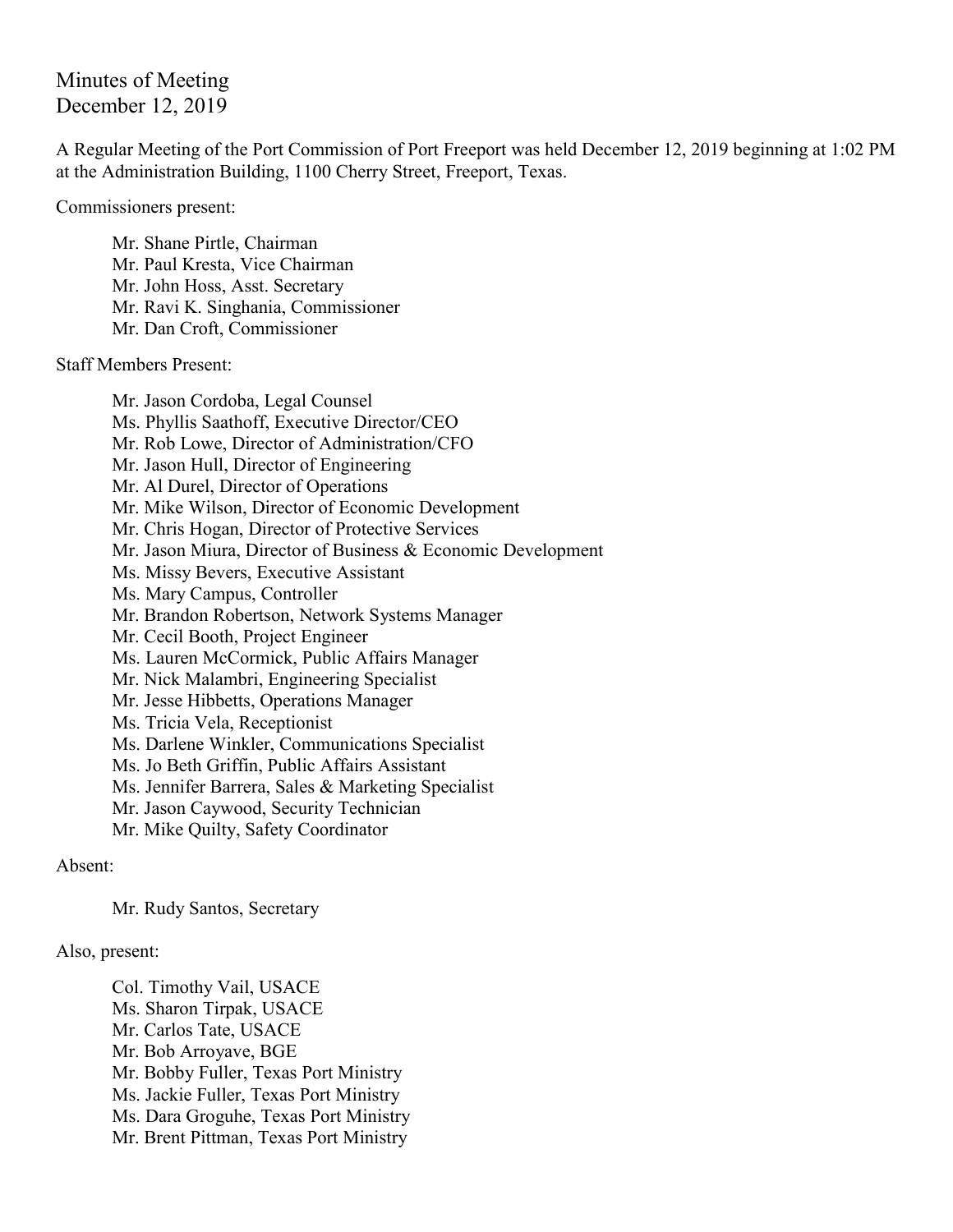# Minutes of Meeting
December 12, 2019

A Regular Meeting of the Port Commission of Port Freeport was held December 12, 2019 beginning at 1:02 PM at the Administration Building, 1100 Cherry Street, Freeport, Texas.

Commissioners present:

- Mr. Shane Pirtle, Chairman
- Mr. Paul Kresta, Vice Chairman
- Mr. John Hoss, Asst. Secretary
- Mr. Ravi K. Singhania, Commissioner
- Mr. Dan Croft, Commissioner

Staff Members Present:

- Mr. Jason Cordoba, Legal Counsel
- Ms. Phyllis Saathoff, Executive Director/CEO
- Mr. Rob Lowe, Director of Administration/CFO
- Mr. Jason Hull, Director of Engineering
- Mr. Al Durel, Director of Operations
- Mr. Mike Wilson, Director of Economic Development
- Mr. Chris Hogan, Director of Protective Services
- Mr. Jason Miura, Director of Business & Economic Development
- Ms. Missy Bevers, Executive Assistant
- Ms. Mary Campus, Controller
- Mr. Brandon Robertson, Network Systems Manager
- Mr. Cecil Booth, Project Engineer
- Ms. Lauren McCormick, Public Affairs Manager
- Mr. Nick Malambri, Engineering Specialist
- Mr. Jesse Hibbetts, Operations Manager
- Ms. Tricia Vela, Receptionist
- Ms. Darlene Winkler, Communications Specialist
- Ms. Jo Beth Griffin, Public Affairs Assistant
- Ms. Jennifer Barrera, Sales & Marketing Specialist
- Mr. Jason Caywood, Security Technician
- Mr. Mike Quilty, Safety Coordinator

Absent:

- Mr. Rudy Santos, Secretary

Also, present:

- Col. Timothy Vail, USACE
- Ms. Sharon Tirpak, USACE
- Mr. Carlos Tate, USACE
- Mr. Bob Arroyave, BGE
- Mr. Bobby Fuller, Texas Port Ministry
- Ms. Jackie Fuller, Texas Port Ministry
- Ms. Dara Groguhe, Texas Port Ministry
- Mr. Brent Pittman, Texas Port Ministry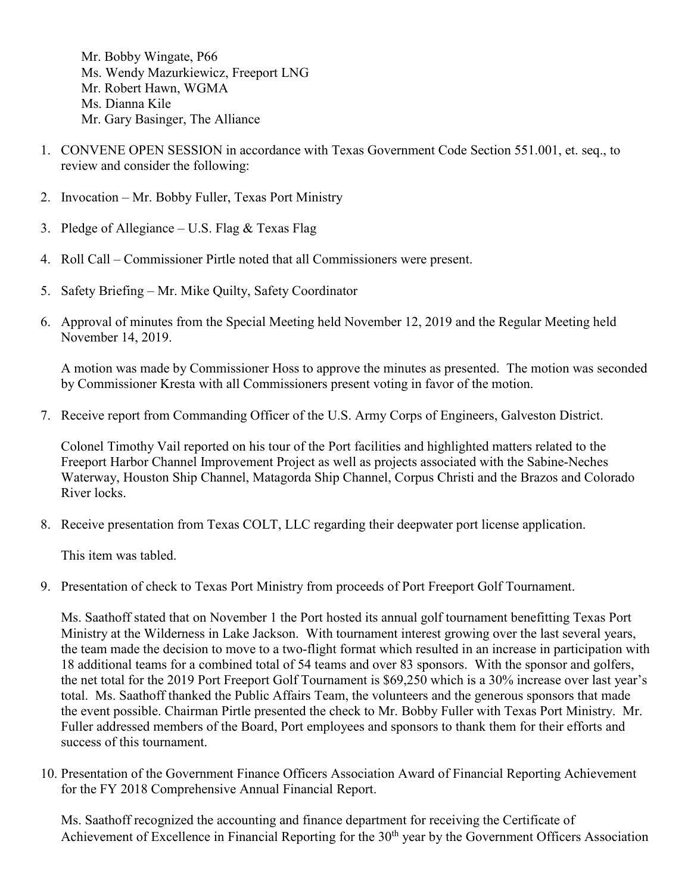Mr. Bobby Wingate, P66
Ms. Wendy Mazurkiewicz, Freeport LNG
Mr. Robert Hawn, WGMA
Ms. Dianna Kile
Mr. Gary Basinger, The Alliance

1. CONVENE OPEN SESSION in accordance with Texas Government Code Section 551.001, et. seq., to review and consider the following:

2. Invocation – Mr. Bobby Fuller, Texas Port Ministry

3. Pledge of Allegiance – U.S. Flag & Texas Flag

4. Roll Call – Commissioner Pirtle noted that all Commissioners were present.

5. Safety Briefing – Mr. Mike Quilty, Safety Coordinator

6. Approval of minutes from the Special Meeting held November 12, 2019 and the Regular Meeting held November 14, 2019.

   A motion was made by Commissioner Hoss to approve the minutes as presented. The motion was seconded by Commissioner Kresta with all Commissioners present voting in favor of the motion.

7. Receive report from Commanding Officer of the U.S. Army Corps of Engineers, Galveston District.

   Colonel Timothy Vail reported on his tour of the Port facilities and highlighted matters related to the Freeport Harbor Channel Improvement Project as well as projects associated with the Sabine-Neches Waterway, Houston Ship Channel, Matagorda Ship Channel, Corpus Christi and the Brazos and Colorado River locks.

8. Receive presentation from Texas COLT, LLC regarding their deepwater port license application.

   This item was tabled.

9. Presentation of check to Texas Port Ministry from proceeds of Port Freeport Golf Tournament.

   Ms. Saathoff stated that on November 1 the Port hosted its annual golf tournament benefitting Texas Port Ministry at the Wilderness in Lake Jackson. With tournament interest growing over the last several years, the team made the decision to move to a two-flight format which resulted in an increase in participation with 18 additional teams for a combined total of 54 teams and over 83 sponsors. With the sponsor and golfers, the net total for the 2019 Port Freeport Golf Tournament is $69,250 which is a 30% increase over last year's total. Ms. Saathoff thanked the Public Affairs Team, the volunteers and the generous sponsors that made the event possible. Chairman Pirtle presented the check to Mr. Bobby Fuller with Texas Port Ministry. Mr. Fuller addressed members of the Board, Port employees and sponsors to thank them for their efforts and success of this tournament.

10. Presentation of the Government Finance Officers Association Award of Financial Reporting Achievement for the FY 2018 Comprehensive Annual Financial Report.

    Ms. Saathoff recognized the accounting and finance department for receiving the Certificate of Achievement of Excellence in Financial Reporting for the 30th year by the Government Officers Association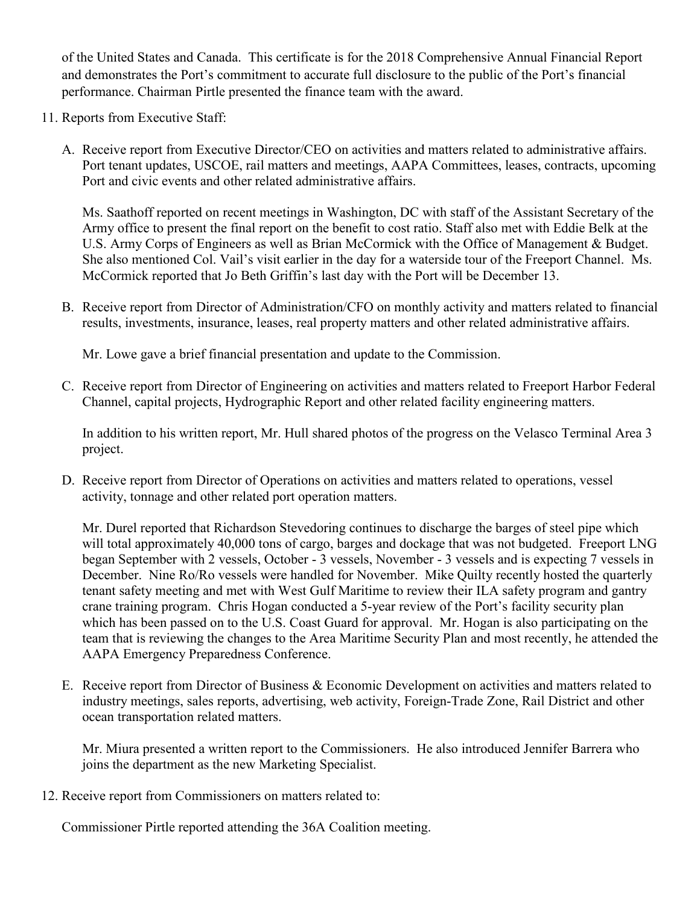of the United States and Canada. This certificate is for the 2018 Comprehensive Annual Financial Report and demonstrates the Port's commitment to accurate full disclosure to the public of the Port's financial performance. Chairman Pirtle presented the finance team with the award.

11. Reports from Executive Staff:

   A. Receive report from Executive Director/CEO on activities and matters related to administrative affairs. Port tenant updates, USCOE, rail matters and meetings, AAPA Committees, leases, contracts, upcoming Port and civic events and other related administrative affairs.

      Ms. Saathoff reported on recent meetings in Washington, DC with staff of the Assistant Secretary of the Army office to present the final report on the benefit to cost ratio. Staff also met with Eddie Belk at the U.S. Army Corps of Engineers as well as Brian McCormick with the Office of Management & Budget. She also mentioned Col. Vail's visit earlier in the day for a waterside tour of the Freeport Channel. Ms. McCormick reported that Jo Beth Griffin's last day with the Port will be December 13.

   B. Receive report from Director of Administration/CFO on monthly activity and matters related to financial results, investments, insurance, leases, real property matters and other related administrative affairs.

      Mr. Lowe gave a brief financial presentation and update to the Commission.

   C. Receive report from Director of Engineering on activities and matters related to Freeport Harbor Federal Channel, capital projects, Hydrographic Report and other related facility engineering matters.

      In addition to his written report, Mr. Hull shared photos of the progress on the Velasco Terminal Area 3 project.

   D. Receive report from Director of Operations on activities and matters related to operations, vessel activity, tonnage and other related port operation matters.

      Mr. Durel reported that Richardson Stevedoring continues to discharge the barges of steel pipe which will total approximately 40,000 tons of cargo, barges and dockage that was not budgeted. Freeport LNG began September with 2 vessels, October - 3 vessels, November - 3 vessels and is expecting 7 vessels in December. Nine Ro/Ro vessels were handled for November. Mike Quilty recently hosted the quarterly tenant safety meeting and met with West Gulf Maritime to review their ILA safety program and gantry crane training program. Chris Hogan conducted a 5-year review of the Port's facility security plan which has been passed on to the U.S. Coast Guard for approval. Mr. Hogan is also participating on the team that is reviewing the changes to the Area Maritime Security Plan and most recently, he attended the AAPA Emergency Preparedness Conference.

   E. Receive report from Director of Business & Economic Development on activities and matters related to industry meetings, sales reports, advertising, web activity, Foreign-Trade Zone, Rail District and other ocean transportation related matters.

      Mr. Miura presented a written report to the Commissioners. He also introduced Jennifer Barrera who joins the department as the new Marketing Specialist.

12. Receive report from Commissioners on matters related to:

    Commissioner Pirtle reported attending the 36A Coalition meeting.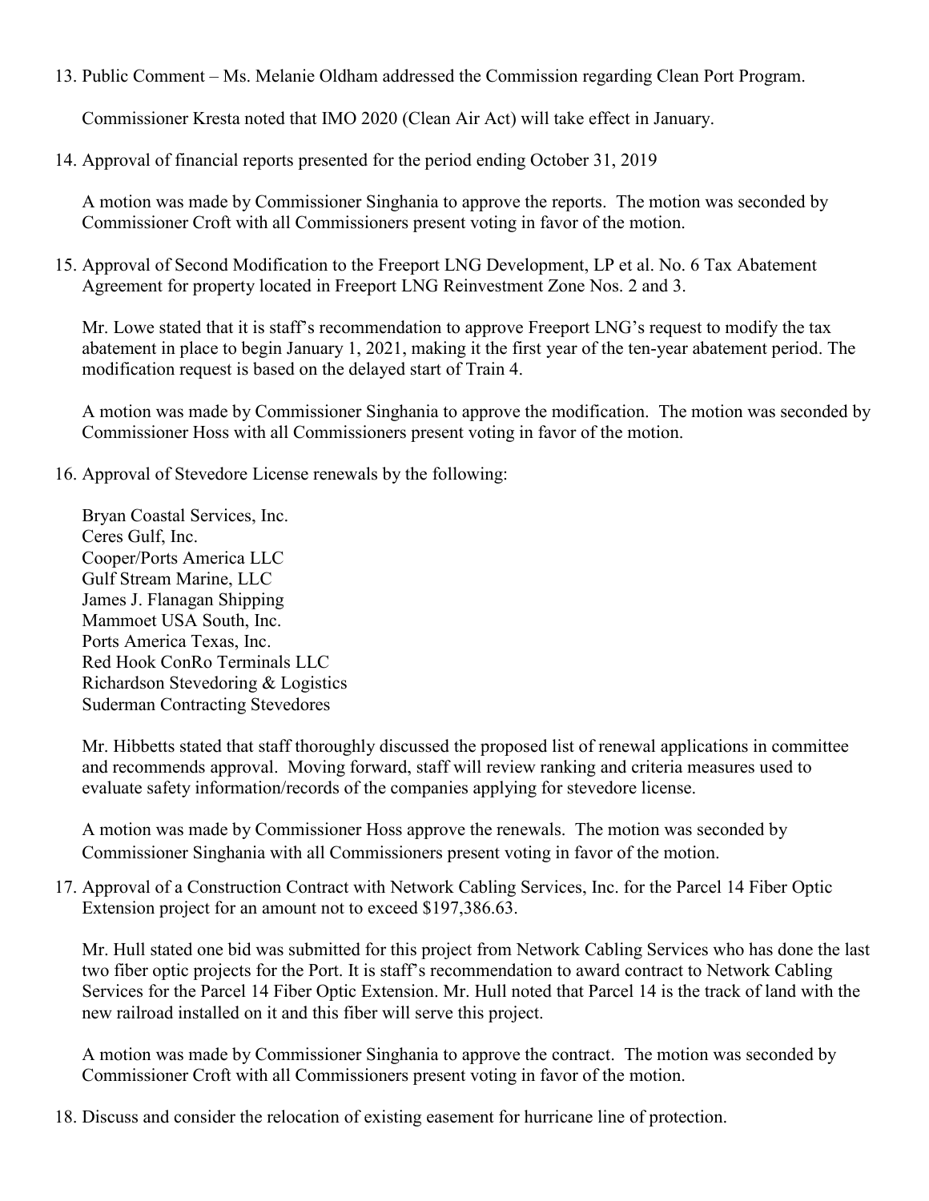13. Public Comment – Ms. Melanie Oldham addressed the Commission regarding Clean Port Program.

    Commissioner Kresta noted that IMO 2020 (Clean Air Act) will take effect in January.

14. Approval of financial reports presented for the period ending October 31, 2019

    A motion was made by Commissioner Singhania to approve the reports. The motion was seconded by Commissioner Croft with all Commissioners present voting in favor of the motion.

15. Approval of Second Modification to the Freeport LNG Development, LP et al. No. 6 Tax Abatement Agreement for property located in Freeport LNG Reinvestment Zone Nos. 2 and 3.

    Mr. Lowe stated that it is staff's recommendation to approve Freeport LNG's request to modify the tax abatement in place to begin January 1, 2021, making it the first year of the ten-year abatement period. The modification request is based on the delayed start of Train 4.

    A motion was made by Commissioner Singhania to approve the modification. The motion was seconded by Commissioner Hoss with all Commissioners present voting in favor of the motion.

16. Approval of Stevedore License renewals by the following:

    Bryan Coastal Services, Inc.
    Ceres Gulf, Inc.
    Cooper/Ports America LLC
    Gulf Stream Marine, LLC
    James J. Flanagan Shipping
    Mammoet USA South, Inc.
    Ports America Texas, Inc.
    Red Hook ConRo Terminals LLC
    Richardson Stevedoring & Logistics
    Suderman Contracting Stevedores

    Mr. Hibbetts stated that staff thoroughly discussed the proposed list of renewal applications in committee and recommends approval. Moving forward, staff will review ranking and criteria measures used to evaluate safety information/records of the companies applying for stevedore license.

    A motion was made by Commissioner Hoss approve the renewals. The motion was seconded by Commissioner Singhania with all Commissioners present voting in favor of the motion.

17. Approval of a Construction Contract with Network Cabling Services, Inc. for the Parcel 14 Fiber Optic Extension project for an amount not to exceed $197,386.63.

    Mr. Hull stated one bid was submitted for this project from Network Cabling Services who has done the last two fiber optic projects for the Port. It is staff's recommendation to award contract to Network Cabling Services for the Parcel 14 Fiber Optic Extension. Mr. Hull noted that Parcel 14 is the track of land with the new railroad installed on it and this fiber will serve this project.

    A motion was made by Commissioner Singhania to approve the contract. The motion was seconded by Commissioner Croft with all Commissioners present voting in favor of the motion.

18. Discuss and consider the relocation of existing easement for hurricane line of protection.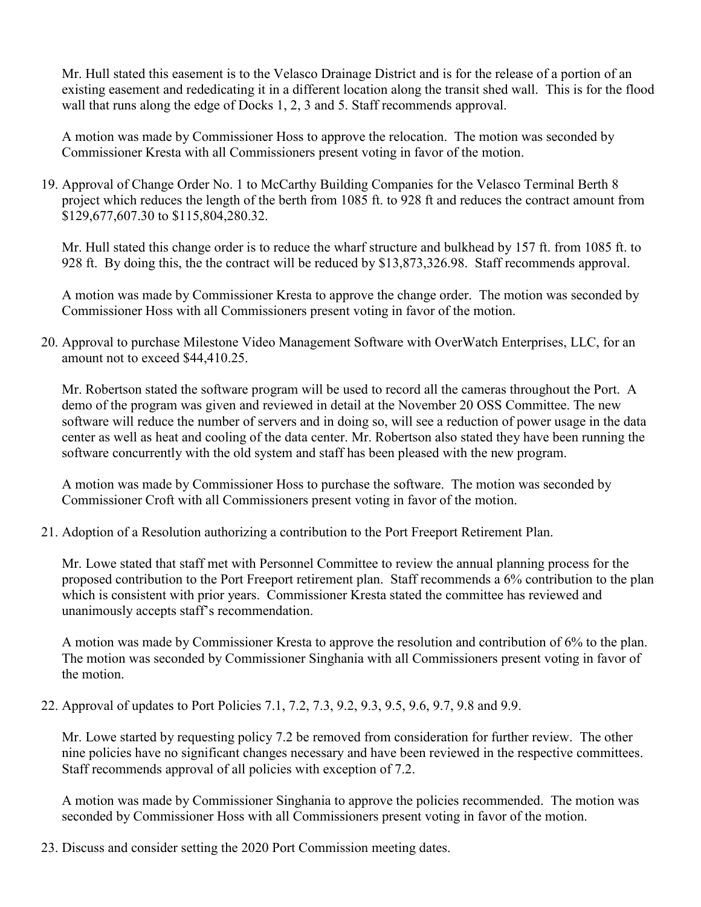Mr. Hull stated this easement is to the Velasco Drainage District and is for the release of a portion of an existing easement and rededicating it in a different location along the transit shed wall. This is for the flood wall that runs along the edge of Docks 1, 2, 3 and 5. Staff recommends approval.

A motion was made by Commissioner Hoss to approve the relocation. The motion was seconded by Commissioner Kresta with all Commissioners present voting in favor of the motion.

19. Approval of Change Order No. 1 to McCarthy Building Companies for the Velasco Terminal Berth 8 project which reduces the length of the berth from 1085 ft. to 928 ft and reduces the contract amount from $129,677,607.30 to $115,804,280.32.

    Mr. Hull stated this change order is to reduce the wharf structure and bulkhead by 157 ft. from 1085 ft. to 928 ft. By doing this, the the contract will be reduced by $13,873,326.98. Staff recommends approval.

    A motion was made by Commissioner Kresta to approve the change order. The motion was seconded by Commissioner Hoss with all Commissioners present voting in favor of the motion.

20. Approval to purchase Milestone Video Management Software with OverWatch Enterprises, LLC, for an amount not to exceed $44,410.25.

    Mr. Robertson stated the software program will be used to record all the cameras throughout the Port. A demo of the program was given and reviewed in detail at the November 20 OSS Committee. The new software will reduce the number of servers and in doing so, will see a reduction of power usage in the data center as well as heat and cooling of the data center. Mr. Robertson also stated they have been running the software concurrently with the old system and staff has been pleased with the new program.

    A motion was made by Commissioner Hoss to purchase the software. The motion was seconded by Commissioner Croft with all Commissioners present voting in favor of the motion.

21. Adoption of a Resolution authorizing a contribution to the Port Freeport Retirement Plan.

    Mr. Lowe stated that staff met with Personnel Committee to review the annual planning process for the proposed contribution to the Port Freeport retirement plan. Staff recommends a 6% contribution to the plan which is consistent with prior years. Commissioner Kresta stated the committee has reviewed and unanimously accepts staff's recommendation.

    A motion was made by Commissioner Kresta to approve the resolution and contribution of 6% to the plan. The motion was seconded by Commissioner Singhania with all Commissioners present voting in favor of the motion.

22. Approval of updates to Port Policies 7.1, 7.2, 7.3, 9.2, 9.3, 9.5, 9.6, 9.7, 9.8 and 9.9.

    Mr. Lowe started by requesting policy 7.2 be removed from consideration for further review. The other nine policies have no significant changes necessary and have been reviewed in the respective committees. Staff recommends approval of all policies with exception of 7.2.

    A motion was made by Commissioner Singhania to approve the policies recommended. The motion was seconded by Commissioner Hoss with all Commissioners present voting in favor of the motion.

23. Discuss and consider setting the 2020 Port Commission meeting dates.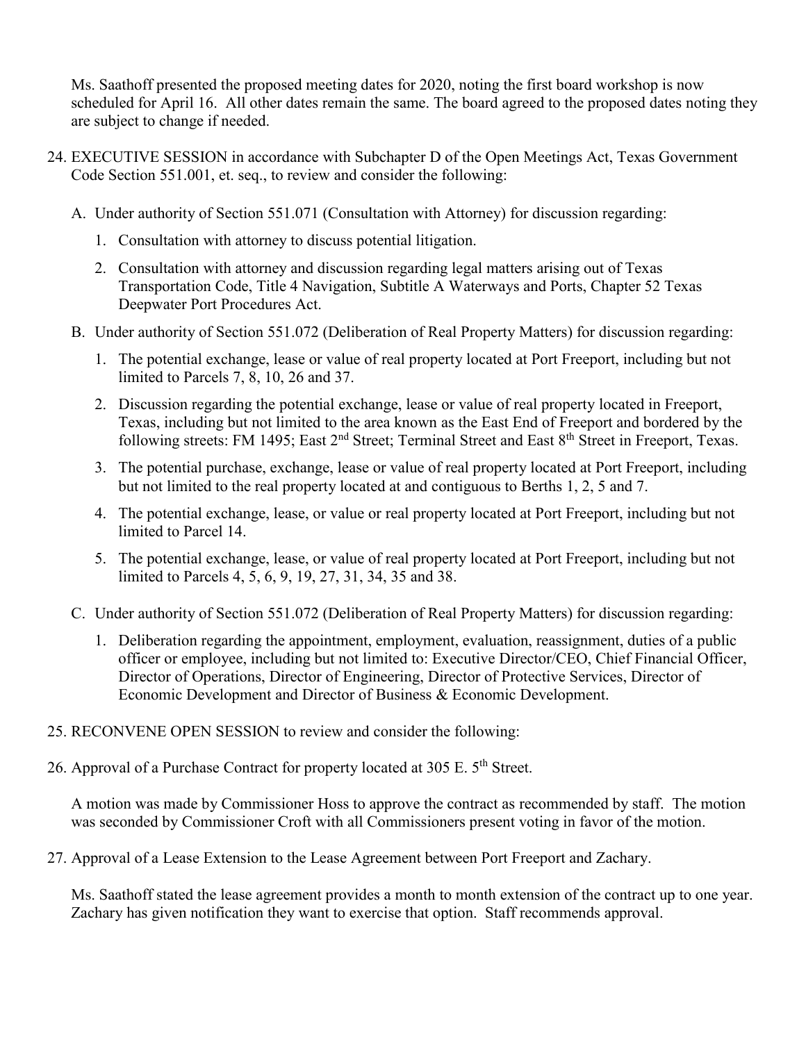Ms. Saathoff presented the proposed meeting dates for 2020, noting the first board workshop is now scheduled for April 16. All other dates remain the same. The board agreed to the proposed dates noting they are subject to change if needed.

24. EXECUTIVE SESSION in accordance with Subchapter D of the Open Meetings Act, Texas Government Code Section 551.001, et. seq., to review and consider the following:

    A. Under authority of Section 551.071 (Consultation with Attorney) for discussion regarding:

        1. Consultation with attorney to discuss potential litigation.

        2. Consultation with attorney and discussion regarding legal matters arising out of Texas Transportation Code, Title 4 Navigation, Subtitle A Waterways and Ports, Chapter 52 Texas Deepwater Port Procedures Act.

    B. Under authority of Section 551.072 (Deliberation of Real Property Matters) for discussion regarding:

        1. The potential exchange, lease or value of real property located at Port Freeport, including but not limited to Parcels 7, 8, 10, 26 and 37.

        2. Discussion regarding the potential exchange, lease or value of real property located in Freeport, Texas, including but not limited to the area known as the East End of Freeport and bordered by the following streets: FM 1495; East 2nd Street; Terminal Street and East 8th Street in Freeport, Texas.

        3. The potential purchase, exchange, lease or value of real property located at Port Freeport, including but not limited to the real property located at and contiguous to Berths 1, 2, 5 and 7.

        4. The potential exchange, lease, or value or real property located at Port Freeport, including but not limited to Parcel 14.

        5. The potential exchange, lease, or value of real property located at Port Freeport, including but not limited to Parcels 4, 5, 6, 9, 19, 27, 31, 34, 35 and 38.

    C. Under authority of Section 551.072 (Deliberation of Real Property Matters) for discussion regarding:

        1. Deliberation regarding the appointment, employment, evaluation, reassignment, duties of a public officer or employee, including but not limited to: Executive Director/CEO, Chief Financial Officer, Director of Operations, Director of Engineering, Director of Protective Services, Director of Economic Development and Director of Business & Economic Development.

25. RECONVENE OPEN SESSION to review and consider the following:

26. Approval of a Purchase Contract for property located at 305 E. 5th Street.

    A motion was made by Commissioner Hoss to approve the contract as recommended by staff. The motion was seconded by Commissioner Croft with all Commissioners present voting in favor of the motion.

27. Approval of a Lease Extension to the Lease Agreement between Port Freeport and Zachary.

    Ms. Saathoff stated the lease agreement provides a month to month extension of the contract up to one year. Zachary has given notification they want to exercise that option. Staff recommends approval.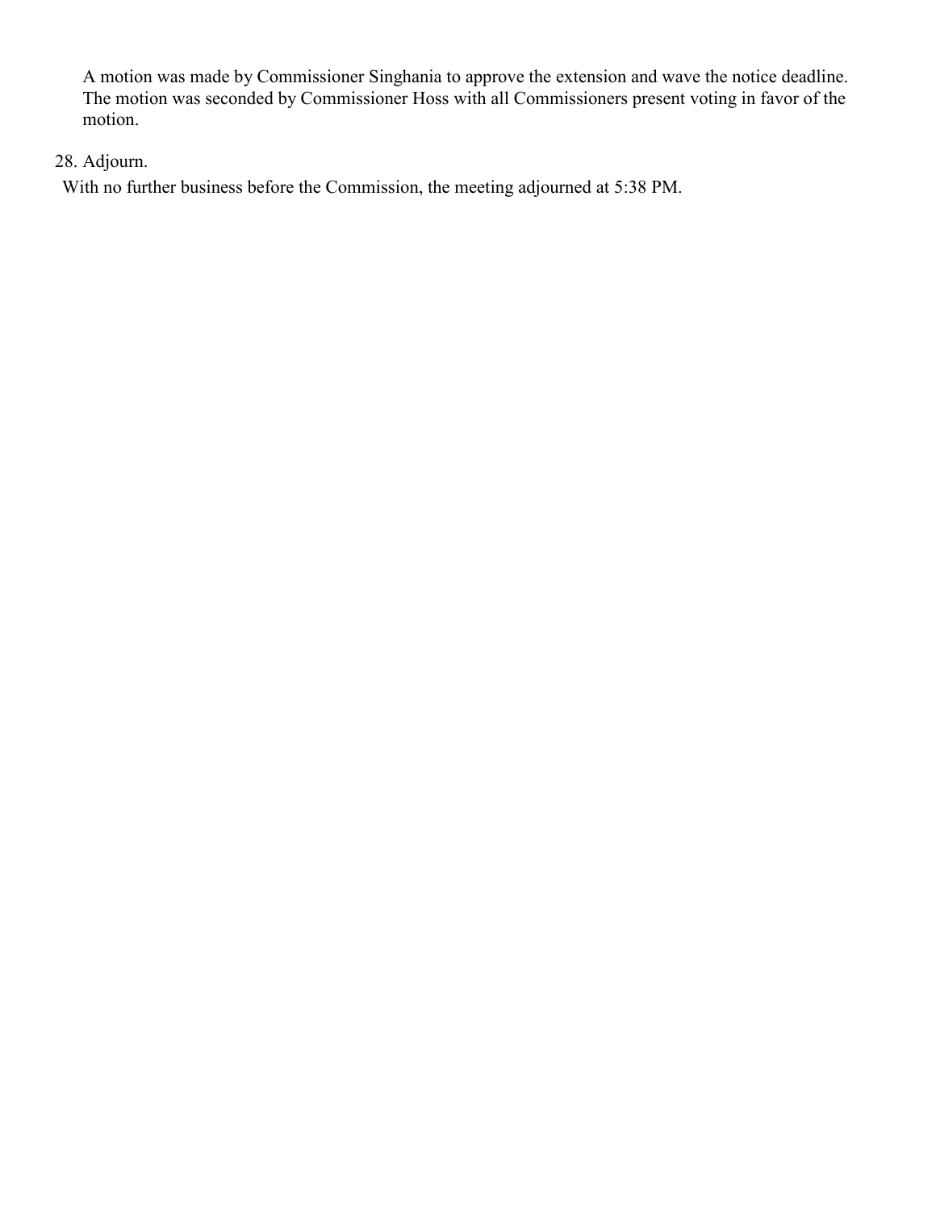A motion was made by Commissioner Singhania to approve the extension and wave the notice deadline. The motion was seconded by Commissioner Hoss with all Commissioners present voting in favor of the motion.

28. Adjourn.

With no further business before the Commission, the meeting adjourned at 5:38 PM.